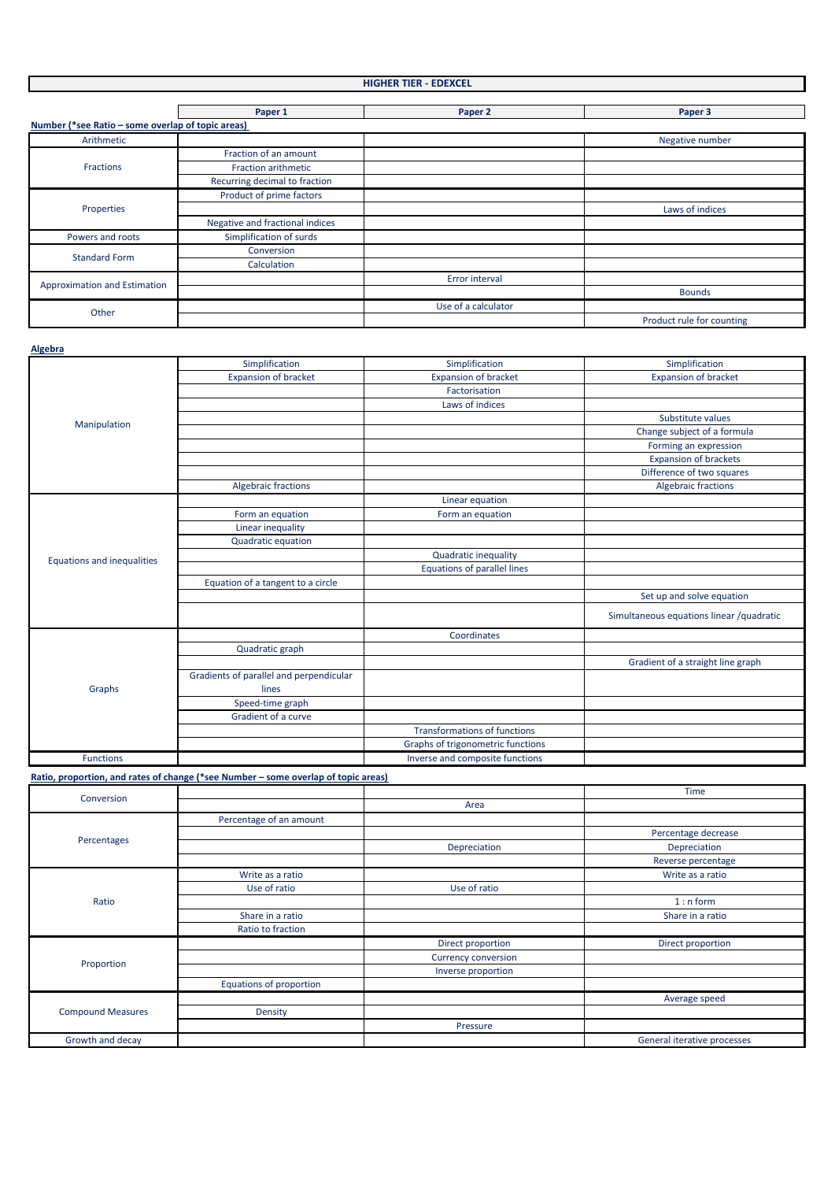# HIGHER TIER - EDEXCEL

**Number (*see Ratio – some overlap of topic areas)**

| | Paper 1 | Paper 2 | Paper 3 |
|---|---|---|---|
| Arithmetic | | | Negative number |
| Fractions | Fraction of an amount | | |
| | Fraction arithmetic | | |
| | Recurring decimal to fraction | | |
| Properties | Product of prime factors | | |
| | | | Laws of indices |
| | Negative and fractional indices | | |
| Powers and roots | Simplification of surds | | |
| Standard Form | Conversion | | |
| | Calculation | | |
| Approximation and Estimation | | Error interval | |
| | | | Bounds |
| Other | | Use of a calculator | |
| | | | Product rule for counting |

**Algebra**

| | Paper 1 | Paper 2 | Paper 3 |
|---|---|---|---|
| Manipulation | Simplification | Simplification | Simplification |
| | Expansion of bracket | Expansion of bracket | Expansion of bracket |
| | | Factorisation | |
| | | Laws of indices | |
| | | | Substitute values |
| | | | Change subject of a formula |
| | | | Forming an expression |
| | | | Expansion of brackets |
| | | | Difference of two squares |
| | Algebraic fractions | | Algebraic fractions |
| Equations and inequalities | | Linear equation | |
| | Form an equation | Form an equation | |
| | Linear inequality | | |
| | Quadratic equation | | |
| | | Quadratic inequality | |
| | | Equations of parallel lines | |
| | Equation of a tangent to a circle | | |
| | | | Set up and solve equation |
| | | | Simultaneous equations linear /quadratic |
| Graphs | | Coordinates | |
| | Quadratic graph | | |
| | | | Gradient of a straight line graph |
| | Gradients of parallel and perpendicular lines | | |
| | Speed-time graph | | |
| | Gradient of a curve | | |
| | | Transformations of functions | |
| | | Graphs of trigonometric functions | |
| Functions | | Inverse and composite functions | |

**Ratio, proportion, and rates of change (*see Number – some overlap of topic areas)**

| | Paper 1 | Paper 2 | Paper 3 |
|---|---|---|---|
| Conversion | | | Time |
| | | Area | |
| Percentages | Percentage of an amount | | |
| | | | Percentage decrease |
| | | Depreciation | Depreciation |
| | | | Reverse percentage |
| Ratio | Write as a ratio | | Write as a ratio |
| | Use of ratio | Use of ratio | |
| | | | 1 : n form |
| | Share in a ratio | | Share in a ratio |
| | Ratio to fraction | | |
| Proportion | | Direct proportion | Direct proportion |
| | | Currency conversion | |
| | | Inverse proportion | |
| | Equations of proportion | | |
| Compound Measures | | | Average speed |
| | Density | | |
| | | Pressure | |
| Growth and decay | | | General iterative processes |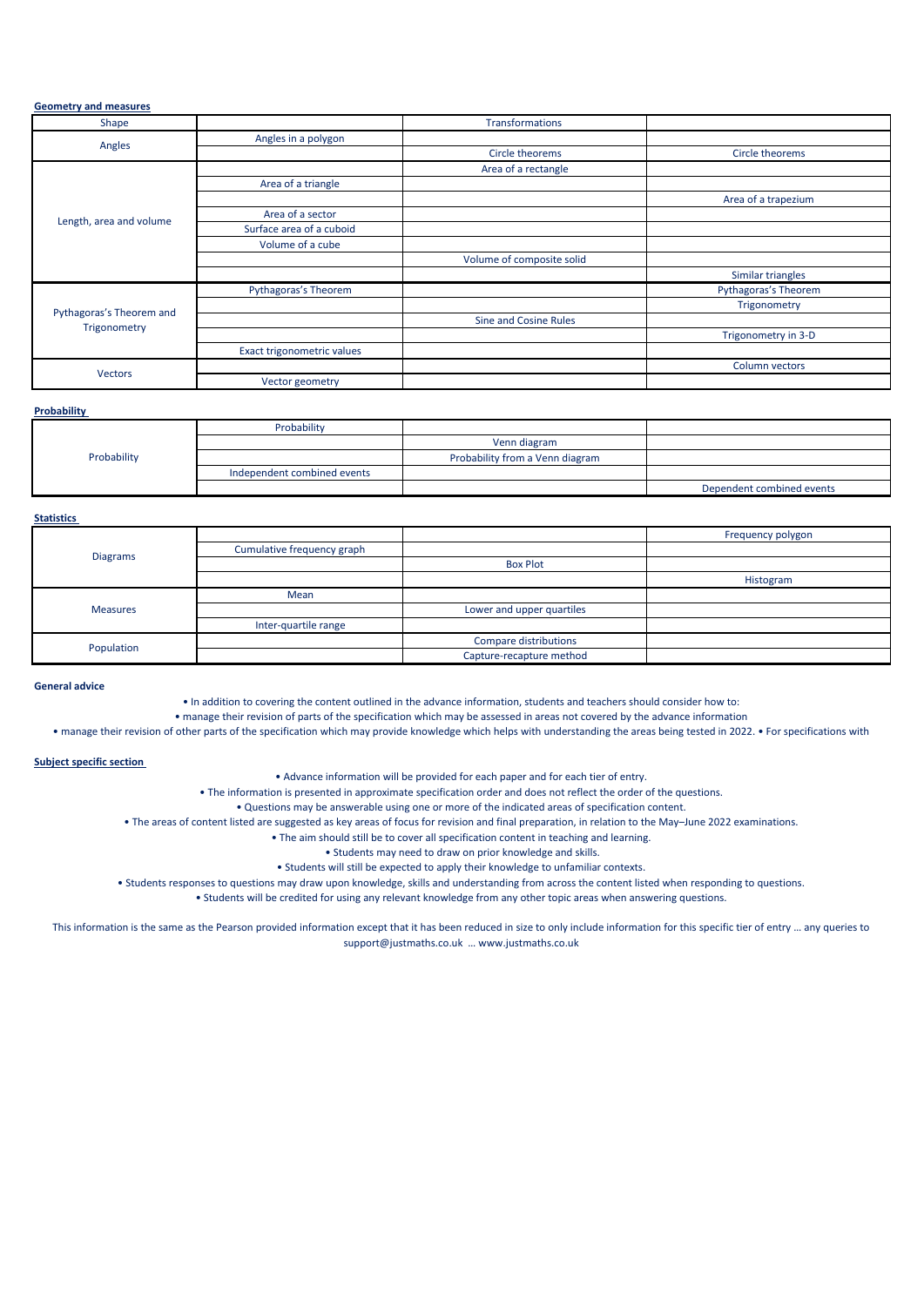**Geometry and measures**

| | | | |
|---|---|---|---|
| Shape | | Transformations | |
| Angles | Angles in a polygon | | |
| | | Circle theorems | Circle theorems |
| Length, area and volume | | Area of a rectangle | |
| | Area of a triangle | | |
| | | | Area of a trapezium |
| | Area of a sector | | |
| | Surface area of a cuboid | | |
| | Volume of a cube | | |
| | | Volume of composite solid | |
| | | | Similar triangles |
| Pythagoras's Theorem and Trigonometry | Pythagoras's Theorem | | Pythagoras's Theorem |
| | | | Trigonometry |
| | | Sine and Cosine Rules | |
| | | | Trigonometry in 3-D |
| | Exact trigonometric values | | |
| Vectors | | | Column vectors |
| | Vector geometry | | |

**Probability**

| | | | |
|---|---|---|---|
| Probability | Probability | | |
| | | Venn diagram | |
| | | Probability from a Venn diagram | |
| | Independent combined events | | |
| | | | Dependent combined events |

**Statistics**

| | | | |
|---|---|---|---|
| Diagrams | | | Frequency polygon |
| | Cumulative frequency graph | | |
| | | Box Plot | |
| | | | Histogram |
| Measures | Mean | | |
| | | Lower and upper quartiles | |
| | Inter-quartile range | | |
| Population | | Compare distributions | |
| | | Capture-recapture method | |

**General advice**

• In addition to covering the content outlined in the advance information, students and teachers should consider how to:

• manage their revision of parts of the specification which may be assessed in areas not covered by the advance information

• manage their revision of other parts of the specification which may provide knowledge which helps with understanding the areas being tested in 2022. • For specifications with

**Subject specific section**

• Advance information will be provided for each paper and for each tier of entry.

• The information is presented in approximate specification order and does not reflect the order of the questions.

• Questions may be answerable using one or more of the indicated areas of specification content.

• The areas of content listed are suggested as key areas of focus for revision and final preparation, in relation to the May–June 2022 examinations.

• The aim should still be to cover all specification content in teaching and learning.

• Students may need to draw on prior knowledge and skills.

• Students will still be expected to apply their knowledge to unfamiliar contexts.

• Students responses to questions may draw upon knowledge, skills and understanding from across the content listed when responding to questions.

• Students will be credited for using any relevant knowledge from any other topic areas when answering questions.

This information is the same as the Pearson provided information except that it has been reduced in size to only include information for this specific tier of entry … any queries to support@justmaths.co.uk … www.justmaths.co.uk